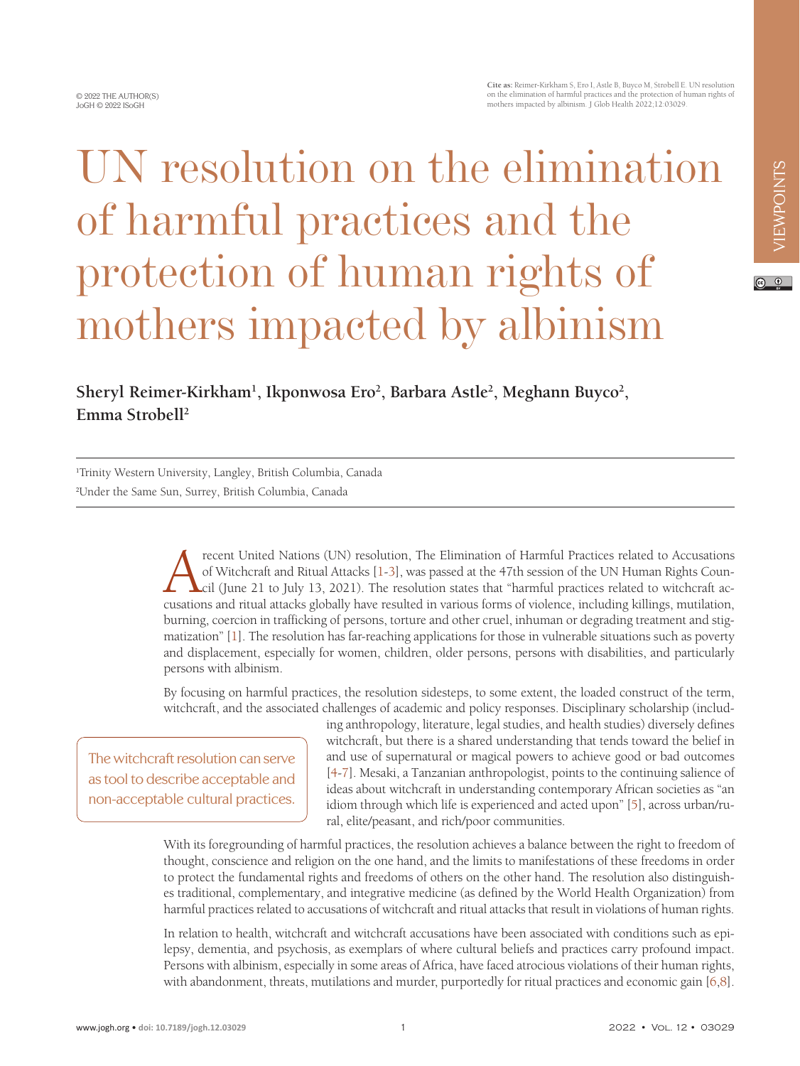# UN resolution on the elimination of harmful practices and the protection of human rights of mothers impacted by albinism

**Sheryl Reimer-Kirkham[1], Ikponwosa Ero[2], Barbara Astle[2], Meghann Buyco[2], Emma Strobell[2]**

[1]Trinity Western University, Langley, British Columbia, Canada

[2]Under the Same Sun, Surrey, British Columbia, Canada

A recent United Nations (UN) resolution, The Elimination of Harmful Practices related to Accusations of Witchcraft and Ritual Attacks [1-3], was passed at the 47th session of the UN Human Rights Council (June 21 to July 13, 2021). The resolution states that "harmful practices related to witchcraft accusations and ritual attacks globally have resulted in various forms of violence, including killings, mutilation, burning, coercion in trafficking of persons, torture and other cruel, inhuman or degrading treatment and stigmatization" [1]. The resolution has far-reaching applications for those in vulnerable situations such as poverty and displacement, especially for women, children, older persons, persons with disabilities, and particularly persons with albinism.

By focusing on harmful practices, the resolution sidesteps, to some extent, the loaded construct of the term, witchcraft, and the associated challenges of academic and policy responses. Disciplinary scholarship (including anthropology, literature, legal studies, and health studies) diversely defines witchcraft, but there is a shared understanding that tends toward the belief in and use of supernatural or magical powers to achieve good or bad outcomes [4-7]. Mesaki, a Tanzanian anthropologist, points to the continuing salience of ideas about witchcraft in understanding contemporary African societies as "an idiom through which life is experienced and acted upon" [5], across urban/rural, elite/peasant, and rich/poor communities.

> The witchcraft resolution can serve as tool to describe acceptable and non-acceptable cultural practices.

With its foregrounding of harmful practices, the resolution achieves a balance between the right to freedom of thought, conscience and religion on the one hand, and the limits to manifestations of these freedoms in order to protect the fundamental rights and freedoms of others on the other hand. The resolution also distinguishes traditional, complementary, and integrative medicine (as defined by the World Health Organization) from harmful practices related to accusations of witchcraft and ritual attacks that result in violations of human rights.

In relation to health, witchcraft and witchcraft accusations have been associated with conditions such as epilepsy, dementia, and psychosis, as exemplars of where cultural beliefs and practices carry profound impact. Persons with albinism, especially in some areas of Africa, have faced atrocious violations of their human rights, with abandonment, threats, mutilations and murder, purportedly for ritual practices and economic gain [6,8].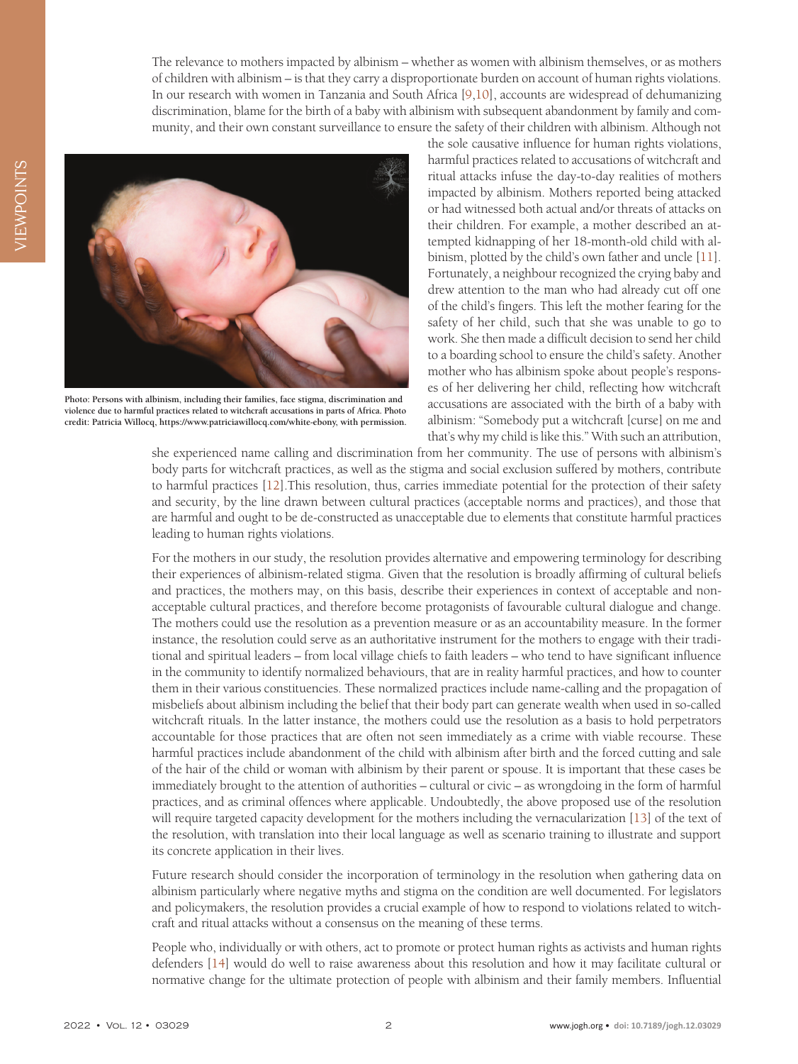The relevance to mothers impacted by albinism – whether as women with albinism themselves, or as mothers of children with albinism – is that they carry a disproportionate burden on account of human rights violations. In our research with women in Tanzania and South Africa [9,10], accounts are widespread of dehumanizing discrimination, blame for the birth of a baby with albinism with subsequent abandonment by family and community, and their own constant surveillance to ensure the safety of their children with albinism. Although not the sole causative influence for human rights violations, harmful practices related to accusations of witchcraft and ritual attacks infuse the day-to-day realities of mothers impacted by albinism. Mothers reported being attacked or had witnessed both actual and/or threats of attacks on their children. For example, a mother described an attempted kidnapping of her 18-month-old child with albinism, plotted by the child's own father and uncle [11]. Fortunately, a neighbour recognized the crying baby and drew attention to the man who had already cut off one of the child's fingers. This left the mother fearing for the safety of her child, such that she was unable to go to work. She then made a difficult decision to send her child to a boarding school to ensure the child's safety. Another mother who has albinism spoke about people's responses of her delivering her child, reflecting how witchcraft accusations are associated with the birth of a baby with albinism: "Somebody put a witchcraft [curse] on me and that's why my child is like this." With such an attribution, she experienced name calling and discrimination from her community. The use of persons with albinism's body parts for witchcraft practices, as well as the stigma and social exclusion suffered by mothers, contribute to harmful practices [12].This resolution, thus, carries immediate potential for the protection of their safety and security, by the line drawn between cultural practices (acceptable norms and practices), and those that are harmful and ought to be de-constructed as unacceptable due to elements that constitute harmful practices leading to human rights violations.

**Photo: Persons with albinism, including their families, face stigma, discrimination and violence due to harmful practices related to witchcraft accusations in parts of Africa. Photo credit: Patricia Willocq, https://www.patriciawillocq.com/white-ebony, with permission.**

For the mothers in our study, the resolution provides alternative and empowering terminology for describing their experiences of albinism-related stigma. Given that the resolution is broadly affirming of cultural beliefs and practices, the mothers may, on this basis, describe their experiences in context of acceptable and non-acceptable cultural practices, and therefore become protagonists of favourable cultural dialogue and change. The mothers could use the resolution as a prevention measure or as an accountability measure. In the former instance, the resolution could serve as an authoritative instrument for the mothers to engage with their traditional and spiritual leaders – from local village chiefs to faith leaders – who tend to have significant influence in the community to identify normalized behaviours, that are in reality harmful practices, and how to counter them in their various constituencies. These normalized practices include name-calling and the propagation of misbeliefs about albinism including the belief that their body part can generate wealth when used in so-called witchcraft rituals. In the latter instance, the mothers could use the resolution as a basis to hold perpetrators accountable for those practices that are often not seen immediately as a crime with viable recourse. These harmful practices include abandonment of the child with albinism after birth and the forced cutting and sale of the hair of the child or woman with albinism by their parent or spouse. It is important that these cases be immediately brought to the attention of authorities – cultural or civic – as wrongdoing in the form of harmful practices, and as criminal offences where applicable. Undoubtedly, the above proposed use of the resolution will require targeted capacity development for the mothers including the vernacularization [13] of the text of the resolution, with translation into their local language as well as scenario training to illustrate and support its concrete application in their lives.

Future research should consider the incorporation of terminology in the resolution when gathering data on albinism particularly where negative myths and stigma on the condition are well documented. For legislators and policymakers, the resolution provides a crucial example of how to respond to violations related to witchcraft and ritual attacks without a consensus on the meaning of these terms.

People who, individually or with others, act to promote or protect human rights as activists and human rights defenders [14] would do well to raise awareness about this resolution and how it may facilitate cultural or normative change for the ultimate protection of people with albinism and their family members. Influential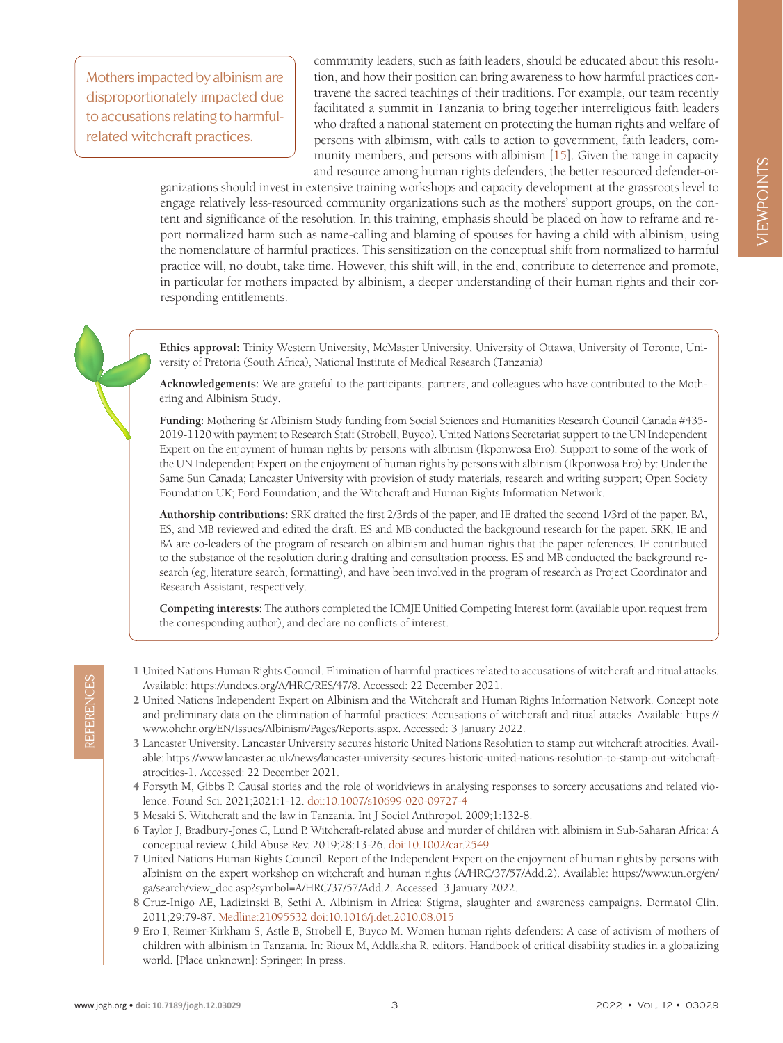community leaders, such as faith leaders, should be educated about this resolution, and how their position can bring awareness to how harmful practices contravene the sacred teachings of their traditions. For example, our team recently facilitated a summit in Tanzania to bring together interreligious faith leaders who drafted a national statement on protecting the human rights and welfare of persons with albinism, with calls to action to government, faith leaders, community members, and persons with albinism [15]. Given the range in capacity and resource among human rights defenders, the better resourced defender-organizations should invest in extensive training workshops and capacity development at the grassroots level to engage relatively less-resourced community organizations such as the mothers' support groups, on the content and significance of the resolution. In this training, emphasis should be placed on how to reframe and report normalized harm such as name-calling and blaming of spouses for having a child with albinism, using the nomenclature of harmful practices. This sensitization on the conceptual shift from normalized to harmful practice will, no doubt, take time. However, this shift will, in the end, contribute to deterrence and promote, in particular for mothers impacted by albinism, a deeper understanding of their human rights and their corresponding entitlements.

> Mothers impacted by albinism are disproportionately impacted due to accusations relating to harmful-related witchcraft practices.

**Ethics approval:** Trinity Western University, McMaster University, University of Ottawa, University of Toronto, University of Pretoria (South Africa), National Institute of Medical Research (Tanzania)

**Acknowledgements:** We are grateful to the participants, partners, and colleagues who have contributed to the Mothering and Albinism Study.

**Funding:** Mothering & Albinism Study funding from Social Sciences and Humanities Research Council Canada #435-2019-1120 with payment to Research Staff (Strobell, Buyco). United Nations Secretariat support to the UN Independent Expert on the enjoyment of human rights by persons with albinism (Ikponwosa Ero). Support to some of the work of the UN Independent Expert on the enjoyment of human rights by persons with albinism (Ikponwosa Ero) by: Under the Same Sun Canada; Lancaster University with provision of study materials, research and writing support; Open Society Foundation UK; Ford Foundation; and the Witchcraft and Human Rights Information Network.

**Authorship contributions:** SRK drafted the first 2/3rds of the paper, and IE drafted the second 1/3rd of the paper. BA, ES, and MB reviewed and edited the draft. ES and MB conducted the background research for the paper. SRK, IE and BA are co-leaders of the program of research on albinism and human rights that the paper references. IE contributed to the substance of the resolution during drafting and consultation process. ES and MB conducted the background research (eg, literature search, formatting), and have been involved in the program of research as Project Coordinator and Research Assistant, respectively.

**Competing interests:** The authors completed the ICMJE Unified Competing Interest form (available upon request from the corresponding author), and declare no conflicts of interest.

## REFERENCES

1. United Nations Human Rights Council. Elimination of harmful practices related to accusations of witchcraft and ritual attacks. Available: https://undocs.org/A/HRC/RES/47/8. Accessed: 22 December 2021.
2. United Nations Independent Expert on Albinism and the Witchcraft and Human Rights Information Network. Concept note and preliminary data on the elimination of harmful practices: Accusations of witchcraft and ritual attacks. Available: https://www.ohchr.org/EN/Issues/Albinism/Pages/Reports.aspx. Accessed: 3 January 2022.
3. Lancaster University. Lancaster University secures historic United Nations Resolution to stamp out witchcraft atrocities. Available: https://www.lancaster.ac.uk/news/lancaster-university-secures-historic-united-nations-resolution-to-stamp-out-witchcraft-atrocities-1. Accessed: 22 December 2021.
4. Forsyth M, Gibbs P. Causal stories and the role of worldviews in analysing responses to sorcery accusations and related violence. Found Sci. 2021;2021:1-12. doi:10.1007/s10699-020-09727-4
5. Mesaki S. Witchcraft and the law in Tanzania. Int J Sociol Anthropol. 2009;1:132-8.
6. Taylor J, Bradbury-Jones C, Lund P. Witchcraft-related abuse and murder of children with albinism in Sub-Saharan Africa: A conceptual review. Child Abuse Rev. 2019;28:13-26. doi:10.1002/car.2549
7. United Nations Human Rights Council. Report of the Independent Expert on the enjoyment of human rights by persons with albinism on the expert workshop on witchcraft and human rights (A/HRC/37/57/Add.2). Available: https://www.un.org/en/ga/search/view_doc.asp?symbol=A/HRC/37/57/Add.2. Accessed: 3 January 2022.
8. Cruz-Inigo AE, Ladizinski B, Sethi A. Albinism in Africa: Stigma, slaughter and awareness campaigns. Dermatol Clin. 2011;29:79-87. Medline:21095532 doi:10.1016/j.det.2010.08.015
9. Ero I, Reimer-Kirkham S, Astle B, Strobell E, Buyco M. Women human rights defenders: A case of activism of mothers of children with albinism in Tanzania. In: Rioux M, Addlakha R, editors. Handbook of critical disability studies in a globalizing world. [Place unknown]: Springer; In press.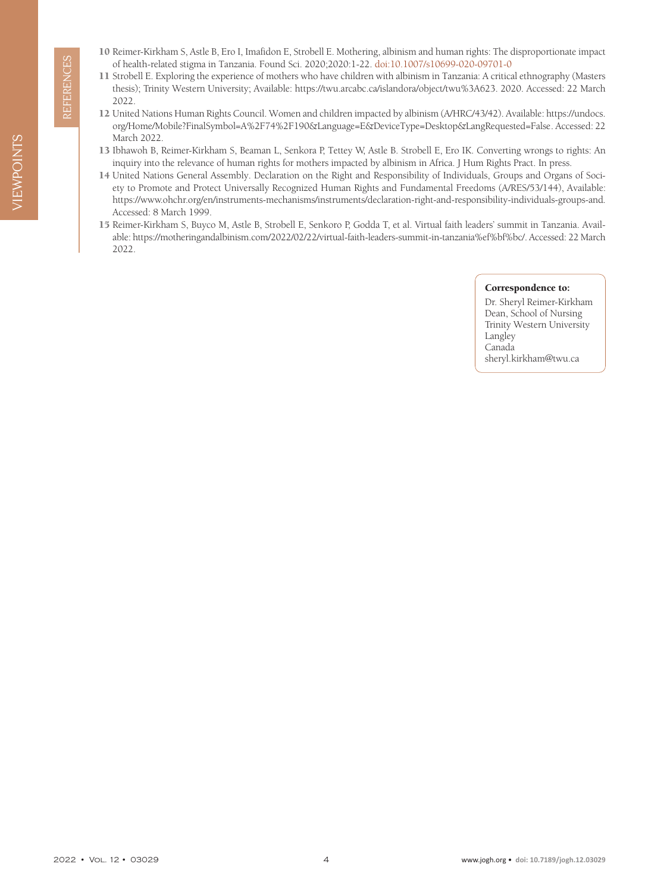10 Reimer-Kirkham S, Astle B, Ero I, Imafidon E, Strobell E. Mothering, albinism and human rights: The disproportionate impact of health-related stigma in Tanzania. Found Sci. 2020;2020:1-22. doi:10.1007/s10699-020-09701-0

11 Strobell E. Exploring the experience of mothers who have children with albinism in Tanzania: A critical ethnography (Masters thesis); Trinity Western University; Available: https://twu.arcabc.ca/islandora/object/twu%3A623. 2020. Accessed: 22 March 2022.

12 United Nations Human Rights Council. Women and children impacted by albinism (A/HRC/43/42). Available: https://undocs.org/Home/Mobile?FinalSymbol=A%2F74%2F190&Language=E&DeviceType=Desktop&LangRequested=False. Accessed: 22 March 2022.

13 Ibhawoh B, Reimer-Kirkham S, Beaman L, Senkora P, Tettey W, Astle B. Strobell E, Ero IK. Converting wrongs to rights: An inquiry into the relevance of human rights for mothers impacted by albinism in Africa. J Hum Rights Pract. In press.

14 United Nations General Assembly. Declaration on the Right and Responsibility of Individuals, Groups and Organs of Society to Promote and Protect Universally Recognized Human Rights and Fundamental Freedoms (A/RES/53/144), Available: https://www.ohchr.org/en/instruments-mechanisms/instruments/declaration-right-and-responsibility-individuals-groups-and. Accessed: 8 March 1999.

15 Reimer-Kirkham S, Buyco M, Astle B, Strobell E, Senkoro P, Godda T, et al. Virtual faith leaders' summit in Tanzania. Available: https://motheringandalbinism.com/2022/02/22/virtual-faith-leaders-summit-in-tanzania%ef%bf%bc/. Accessed: 22 March 2022.

**Correspondence to:**

Dr. Sheryl Reimer-Kirkham
Dean, School of Nursing
Trinity Western University
Langley
Canada
sheryl.kirkham@twu.ca